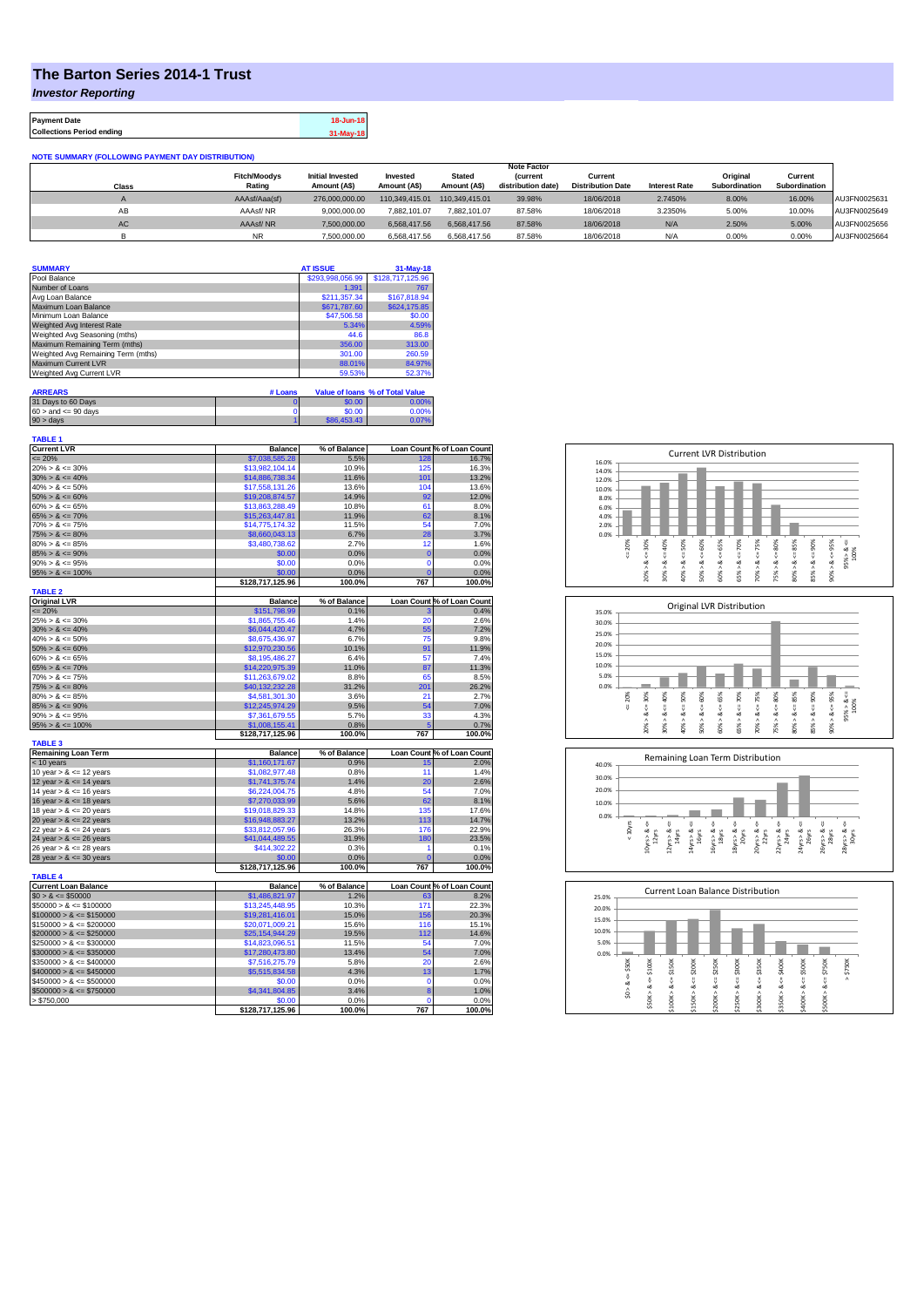# The Barton Series 2014-1 Trust

*Investor Reporting*

| Payment Date | 18-Jun-18 |
|---|---|
| Collections Period ending | 31-May-18 |

**NOTE SUMMARY (FOLLOWING PAYMENT DAY DISTRIBUTION)**

| Class | Fitch/Moodys Rating | Initial Invested Amount (A$) | Invested Amount (A$) | Stated Amount (A$) | Note Factor (current distribution date) | Current Distribution Date | Interest Rate | Original Subordination | Current Subordination | |
|---|---|---|---|---|---|---|---|---|---|---|
| A | AAAsf/Aaa(sf) | 276,000,000.00 | 110,349,415.01 | 110,349,415.01 | 39.98% | 18/06/2018 | 2.7450% | 8.00% | 16.00% | AU3FN0025631 |
| AB | AAAsf/ NR | 9,000,000.00 | 7,882,101.07 | 7,882,101.07 | 87.58% | 18/06/2018 | 3.2350% | 5.00% | 10.00% | AU3FN0025649 |
| AC | AAAsf/ NR | 7,500,000.00 | 6,568,417.56 | 6,568,417.56 | 87.58% | 18/06/2018 | N/A | 2.50% | 5.00% | AU3FN0025656 |
| B | NR | 7,500,000.00 | 6,568,417.56 | 6,568,417.56 | 87.58% | 18/06/2018 | N/A | 0.00% | 0.00% | AU3FN0025664 |

| SUMMARY | AT ISSUE | 31-May-18 |
|---|---|---|
| Pool Balance | $293,998,056.99 | $128,717,125.96 |
| Number of Loans | 1,391 | 767 |
| Avg Loan Balance | $211,357.34 | $167,818.94 |
| Maximum Loan Balance | $671,787.60 | $624,175.85 |
| Minimum Loan Balance | $47,506.58 | $0.00 |
| Weighted Avg Interest Rate | 5.34% | 4.59% |
| Weighted Avg Seasoning (mths) | 44.6 | 86.8 |
| Maximum Remaining Term (mths) | 356.00 | 313.00 |
| Weighted Avg Remaining Term (mths) | 301.00 | 260.59 |
| Maximum Current LVR | 88.01% | 84.97% |
| Weighted Avg Current LVR | 59.53% | 52.37% |

| ARREARS | # Loans | Value of loans | % of Total Value |
|---|---|---|---|
| 31 Days to 60 Days | 0 | $0.00 | 0.00% |
| 60 > and <= 90 days | 0 | $0.00 | 0.00% |
| 90 > days | 1 | $86,453.43 | 0.07% |

**TABLE 1**

| Current LVR | Balance | % of Balance | Loan Count | % of Loan Count |
|---|---|---|---|---|
| <= 20% | $7,038,585.28 | 5.5% | 128 | 16.7% |
| 20% > & <= 30% | $13,982,104.14 | 10.9% | 125 | 16.3% |
| 30% > & <= 40% | $14,886,738.34 | 11.6% | 101 | 13.2% |
| 40% > & <= 50% | $17,558,131.26 | 13.6% | 104 | 13.6% |
| 50% > & <= 60% | $19,208,874.57 | 14.9% | 92 | 12.0% |
| 60% > & <= 65% | $13,863,288.49 | 10.8% | 61 | 8.0% |
| 65% > & <= 70% | $15,263,447.81 | 11.9% | 62 | 8.1% |
| 70% > & <= 75% | $14,775,174.32 | 11.5% | 54 | 7.0% |
| 75% > & <= 80% | $8,660,043.13 | 6.7% | 28 | 3.7% |
| 80% > & <= 85% | $3,480,738.62 | 2.7% | 12 | 1.6% |
| 85% > & <= 90% | $0.00 | 0.0% | 0 | 0.0% |
| 90% > & <= 95% | $0.00 | 0.0% | 0 | 0.0% |
| 95% > & <= 100% | $0.00 | 0.0% | 0 | 0.0% |
| | $128,717,125.96 | 100.0% | 767 | 100.0% |

**TABLE 2**

| Original LVR | Balance | % of Balance | Loan Count | % of Loan Count |
|---|---|---|---|---|
| <= 20% | $151,798.99 | 0.1% | 3 | 0.4% |
| 25% > & <= 30% | $1,865,755.46 | 1.4% | 20 | 2.6% |
| 30% > & <= 40% | $6,044,420.47 | 4.7% | 55 | 7.2% |
| 40% > & <= 50% | $8,675,436.97 | 6.7% | 75 | 9.8% |
| 50% > & <= 60% | $12,970,230.56 | 10.1% | 91 | 11.9% |
| 60% > & <= 65% | $8,195,486.27 | 6.4% | 57 | 7.4% |
| 65% > & <= 70% | $14,220,975.39 | 11.0% | 87 | 11.3% |
| 70% > & <= 75% | $11,263,679.02 | 8.8% | 65 | 8.5% |
| 75% > & <= 80% | $40,132,232.28 | 31.2% | 201 | 26.2% |
| 80% > & <= 85% | $4,581,301.30 | 3.6% | 21 | 2.7% |
| 85% > & <= 90% | $12,245,974.29 | 9.5% | 54 | 7.0% |
| 90% > & <= 95% | $7,361,679.55 | 5.7% | 33 | 4.3% |
| 95% > & <= 100% | $1,008,155.41 | 0.8% | 5 | 0.7% |
| | $128,717,125.96 | 100.0% | 767 | 100.0% |

**TABLE 3**

| Remaining Loan Term | Balance | % of Balance | Loan Count | % of Loan Count |
|---|---|---|---|---|
| < 10 years | $1,160,171.67 | 0.9% | 15 | 2.0% |
| 10 year > & <= 12 years | $1,082,977.48 | 0.8% | 11 | 1.4% |
| 12 year > & <= 14 years | $1,741,375.74 | 1.4% | 20 | 2.6% |
| 14 year > & <= 16 years | $6,224,004.75 | 4.8% | 54 | 7.0% |
| 16 year > & <= 18 years | $7,270,033.99 | 5.6% | 62 | 8.1% |
| 18 year > & <= 20 years | $19,018,829.33 | 14.8% | 135 | 17.6% |
| 20 year > & <= 22 years | $16,948,883.27 | 13.2% | 113 | 14.7% |
| 22 year > & <= 24 years | $33,812,057.96 | 26.3% | 176 | 22.9% |
| 24 year > & <= 26 years | $41,044,489.55 | 31.9% | 180 | 23.5% |
| 26 year > & <= 28 years | $414,302.22 | 0.3% | 1 | 0.1% |
| 28 year > & <= 30 years | $0.00 | 0.0% | 0 | 0.0% |
| | $128,717,125.96 | 100.0% | 767 | 100.0% |

**TABLE 4**

| Current Loan Balance | Balance | % of Balance | Loan Count | % of Loan Count |
|---|---|---|---|---|
| $0 > & <= $50000 | $1,486,821.97 | 1.2% | 63 | 8.2% |
| $50000 > & <= $100000 | $13,245,448.95 | 10.3% | 171 | 22.3% |
| $100000 > & <= $150000 | $19,281,416.01 | 15.0% | 156 | 20.3% |
| $150000 > & <= $200000 | $20,071,009.21 | 15.6% | 116 | 15.1% |
| $200000 > & <= $250000 | $25,154,944.29 | 19.5% | 112 | 14.6% |
| $250000 > & <= $300000 | $14,823,096.51 | 11.5% | 54 | 7.0% |
| $300000 > & <= $350000 | $17,280,473.80 | 13.4% | 54 | 7.0% |
| $350000 > & <= $400000 | $7,516,275.79 | 5.8% | 20 | 2.6% |
| $400000 > & <= $450000 | $5,515,834.58 | 4.3% | 13 | 1.7% |
| $450000 > & <= $500000 | $0.00 | 0.0% | 0 | 0.0% |
| $500000 > & <= $750000 | $4,341,804.85 | 3.4% | 8 | 1.0% |
| > $750,000 | $0.00 | 0.0% | 0 | 0.0% |
| | $128,717,125.96 | 100.0% | 767 | 100.0% |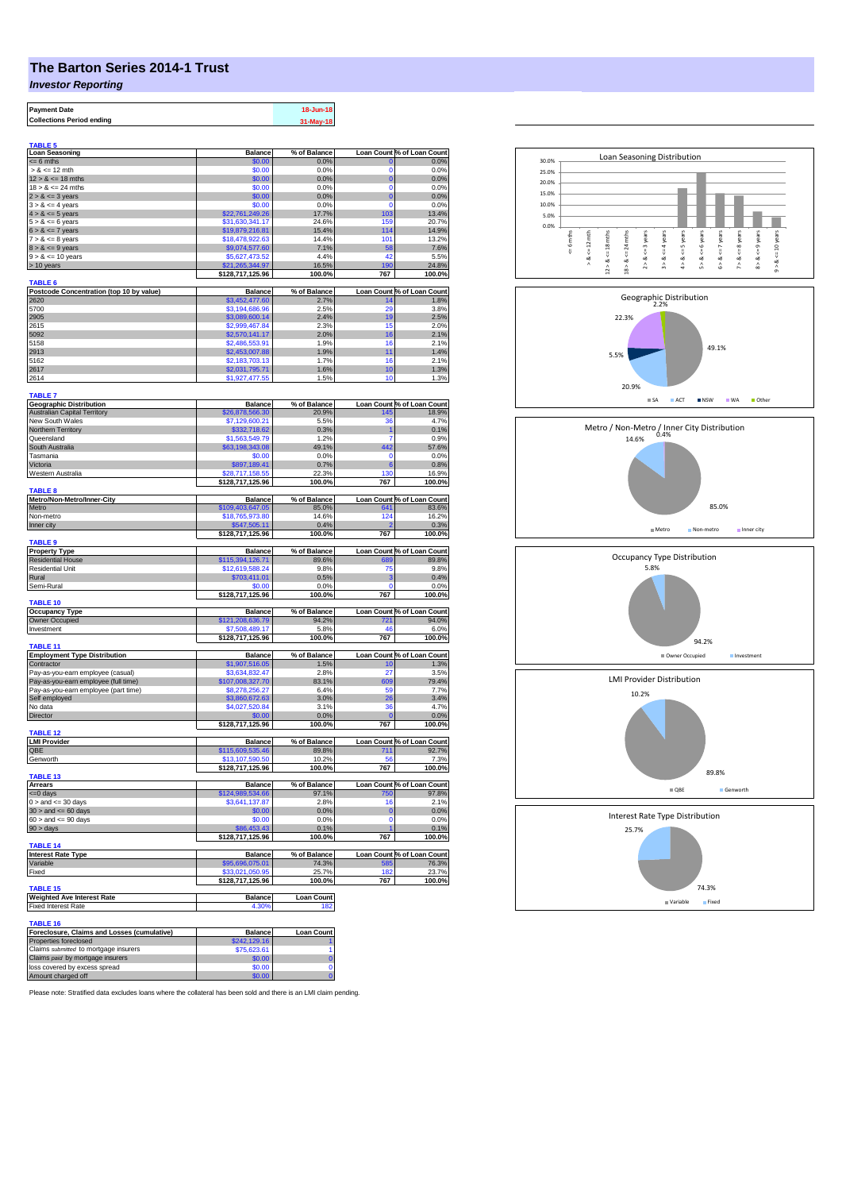# The Barton Series 2014-1 Trust

## *Investor Reporting*

| | |
|---|---|
| **Payment Date** | 18-Jun-18 |
| **Collections Period ending** | 31-May-18 |

**TABLE 5**

| Loan Seasoning | Balance | % of Balance | Loan Count | % of Loan Count |
|---|---|---|---|---|
| <= 6 mths | $0.00 | 0.0% | 0 | 0.0% |
| > & <= 12 mth | $0.00 | 0.0% | 0 | 0.0% |
| 12 > & <= 18 mths | $0.00 | 0.0% | 0 | 0.0% |
| 18 > & <= 24 mths | $0.00 | 0.0% | 0 | 0.0% |
| 2 > & <= 3 years | $0.00 | 0.0% | 0 | 0.0% |
| 3 > & <= 4 years | $0.00 | 0.0% | 0 | 0.0% |
| 4 > & <= 5 years | $22,761,249.26 | 17.7% | 103 | 13.4% |
| 5 > & <= 6 years | $31,630,341.17 | 24.6% | 159 | 20.7% |
| 6 > & <= 7 years | $19,879,216.81 | 15.4% | 114 | 14.9% |
| 7 > & <= 8 years | $18,478,922.63 | 14.4% | 101 | 13.2% |
| 8 > & <= 9 years | $9,074,577.60 | 7.1% | 58 | 7.6% |
| 9 > & <= 10 years | $5,627,473.52 | 4.4% | 42 | 5.5% |
| > 10 years | $21,265,344.97 | 16.5% | 190 | 24.8% |
| | $128,717,125.96 | 100.0% | 767 | 100.0% |

**TABLE 6**

| Postcode Concentration (top 10 by value) | Balance | % of Balance | Loan Count | % of Loan Count |
|---|---|---|---|---|
| 2620 | $3,452,477.60 | 2.7% | 14 | 1.8% |
| 5700 | $3,194,686.96 | 2.5% | 29 | 3.8% |
| 2905 | $3,089,600.14 | 2.4% | 19 | 2.5% |
| 2615 | $2,999,467.84 | 2.3% | 15 | 2.0% |
| 5092 | $2,570,141.17 | 2.0% | 16 | 2.1% |
| 5158 | $2,486,553.91 | 1.9% | 16 | 2.1% |
| 2913 | $2,453,007.88 | 1.9% | 11 | 1.4% |
| 5162 | $2,183,703.13 | 1.7% | 16 | 2.1% |
| 2617 | $2,031,795.71 | 1.6% | 10 | 1.3% |
| 2614 | $1,927,477.55 | 1.5% | 10 | 1.3% |

**TABLE 7**

| Geographic Distribution | Balance | % of Balance | Loan Count | % of Loan Count |
|---|---|---|---|---|
| Australian Capital Territory | $26,878,566.30 | 20.9% | 145 | 18.9% |
| New South Wales | $7,129,600.21 | 5.5% | 36 | 4.7% |
| Northern Territory | $332,718.62 | 0.3% | 1 | 0.1% |
| Queensland | $1,563,549.79 | 1.2% | 7 | 0.9% |
| South Australia | $63,198,343.08 | 49.1% | 442 | 57.6% |
| Tasmania | $0.00 | 0.0% | 0 | 0.0% |
| Victoria | $897,189.41 | 0.7% | 6 | 0.8% |
| Western Australia | $28,717,158.55 | 22.3% | 130 | 16.9% |
| | $128,717,125.96 | 100.0% | 767 | 100.0% |

**TABLE 8**

| Metro/Non-Metro/Inner-City | Balance | % of Balance | Loan Count | % of Loan Count |
|---|---|---|---|---|
| Metro | $109,403,647.05 | 85.0% | 641 | 83.6% |
| Non-metro | $18,765,973.80 | 14.6% | 124 | 16.2% |
| Inner city | $547,505.11 | 0.4% | 2 | 0.3% |
| | $128,717,125.96 | 100.0% | 767 | 100.0% |

**TABLE 9**

| Property Type | Balance | % of Balance | Loan Count | % of Loan Count |
|---|---|---|---|---|
| Residential House | $115,394,126.71 | 89.6% | 689 | 89.8% |
| Residential Unit | $12,619,588.24 | 9.8% | 75 | 9.8% |
| Rural | $703,411.01 | 0.5% | 3 | 0.4% |
| Semi-Rural | $0.00 | 0.0% | 0 | 0.0% |
| | $128,717,125.96 | 100.0% | 767 | 100.0% |

**TABLE 10**

| Occupancy Type | Balance | % of Balance | Loan Count | % of Loan Count |
|---|---|---|---|---|
| Owner Occupied | $121,208,636.79 | 94.2% | 721 | 94.0% |
| Investment | $7,508,489.17 | 5.8% | 46 | 6.0% |
| | $128,717,125.96 | 100.0% | 767 | 100.0% |

**TABLE 11**

| Employment Type Distribution | Balance | % of Balance | Loan Count | % of Loan Count |
|---|---|---|---|---|
| Contractor | $1,907,516.05 | 1.5% | 10 | 1.3% |
| Pay-as-you-earn employee (casual) | $3,634,832.47 | 2.8% | 27 | 3.5% |
| Pay-as-you-earn employee (full time) | $107,008,327.70 | 83.1% | 609 | 79.4% |
| Pay-as-you-earn employee (part time) | $8,278,256.27 | 6.4% | 59 | 7.7% |
| Self employed | $3,860,672.63 | 3.0% | 26 | 3.4% |
| No data | $4,027,520.84 | 3.1% | 36 | 4.7% |
| Director | $0.00 | 0.0% | 0 | 0.0% |
| | $128,717,125.96 | 100.0% | 767 | 100.0% |

**TABLE 12**

| LMI Provider | Balance | % of Balance | Loan Count | % of Loan Count |
|---|---|---|---|---|
| QBE | $115,609,535.46 | 89.8% | 711 | 92.7% |
| Genworth | $13,107,590.50 | 10.2% | 56 | 7.3% |
| | $128,717,125.96 | 100.0% | 767 | 100.0% |

**TABLE 13**

| Arrears | Balance | % of Balance | Loan Count | % of Loan Count |
|---|---|---|---|---|
| <=0 days | $124,989,534.66 | 97.1% | 750 | 97.8% |
| 0 > and <= 30 days | $3,641,137.87 | 2.8% | 16 | 2.1% |
| 30 > and <= 60 days | $0.00 | 0.0% | 0 | 0.0% |
| 60 > and <= 90 days | $0.00 | 0.0% | 0 | 0.0% |
| 90 > days | $86,453.43 | 0.1% | 1 | 0.1% |
| | $128,717,125.96 | 100.0% | 767 | 100.0% |

**TABLE 14**

| Interest Rate Type | Balance | % of Balance | Loan Count | % of Loan Count |
|---|---|---|---|---|
| Variable | $95,696,075.01 | 74.3% | 585 | 76.3% |
| Fixed | $33,021,050.95 | 25.7% | 182 | 23.7% |
| | $128,717,125.96 | 100.0% | 767 | 100.0% |

**TABLE 15**

| Weighted Ave Interest Rate | Balance | Loan Count |
|---|---|---|
| Fixed Interest Rate | 4.30% | 182 |

**TABLE 16**

| Foreclosure, Claims and Losses (cumulative) | Balance | Loan Count |
|---|---|---|
| Properties foreclosed | $242,129.16 | 1 |
| Claims *submitted* to mortgage insurers | $75,623.61 | 1 |
| Claims *paid* by mortgage insurers | $0.00 | 0 |
| loss covered by excess spread | $0.00 | 0 |
| Amount charged off | $0.00 | 0 |

Please note: Stratified data excludes loans where the collateral has been sold and there is an LMI claim pending.

Loan Seasoning Distribution
30.0%
25.0%
20.0%
15.0%
10.0%
5.0%
0.0%
<= 6 mths
> & <= 12 mth
12 > & <= 18 mths
18 > & <= 24 mths
2 > & <= 3 years
3 > & <= 4 years
4 > & <= 5 years
5 > & <= 6 years
6 > & <= 7 years
7 > & <= 8 years
8 > & <= 9 years
9 > & <= 10 years

Geographic Distribution
2.2%
22.3%
5.5%
49.1%
20.9%
SA ACT NSW WA Other

Metro / Non-Metro / Inner City Distribution
0.4%
14.6%
85.0%
Metro Non-metro Inner city

Occupancy Type Distribution
5.8%
94.2%
Owner Occupied Investment

LMI Provider Distribution
10.2%
89.8%
QBE Genworth

Interest Rate Type Distribution
25.7%
74.3%
Variable Fixed